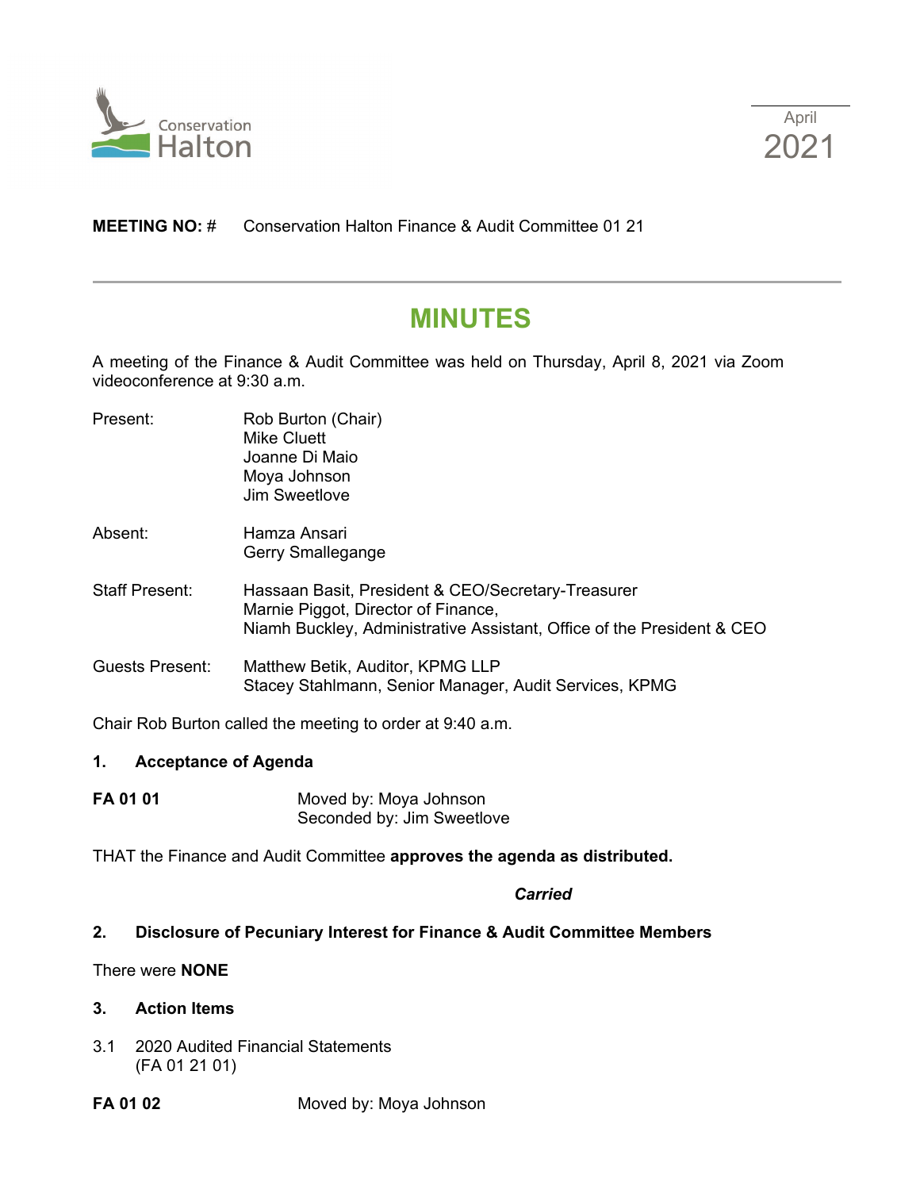Conservation Halton

April 2021

**MEETING NO:** # Conservation Halton Finance & Audit Committee 01 21

---

# MINUTES

A meeting of the Finance & Audit Committee was held on Thursday, April 8, 2021 via Zoom videoconference at 9:30 a.m.

Present: Rob Burton (Chair)
Mike Cluett
Joanne Di Maio
Moya Johnson
Jim Sweetlove

Absent: Hamza Ansari
Gerry Smallegange

Staff Present: Hassaan Basit, President & CEO/Secretary-Treasurer
Marnie Piggot, Director of Finance,
Niamh Buckley, Administrative Assistant, Office of the President & CEO

Guests Present: Matthew Betik, Auditor, KPMG LLP
Stacey Stahlmann, Senior Manager, Audit Services, KPMG

Chair Rob Burton called the meeting to order at 9:40 a.m.

**1. Acceptance of Agenda**

**FA 01 01** Moved by: Moya Johnson
Seconded by: Jim Sweetlove

THAT the Finance and Audit Committee **approves the agenda as distributed.**

***Carried***

**2. Disclosure of Pecuniary Interest for Finance & Audit Committee Members**

There were **NONE**

**3. Action Items**

3.1 2020 Audited Financial Statements
(FA 01 21 01)

**FA 01 02** Moved by: Moya Johnson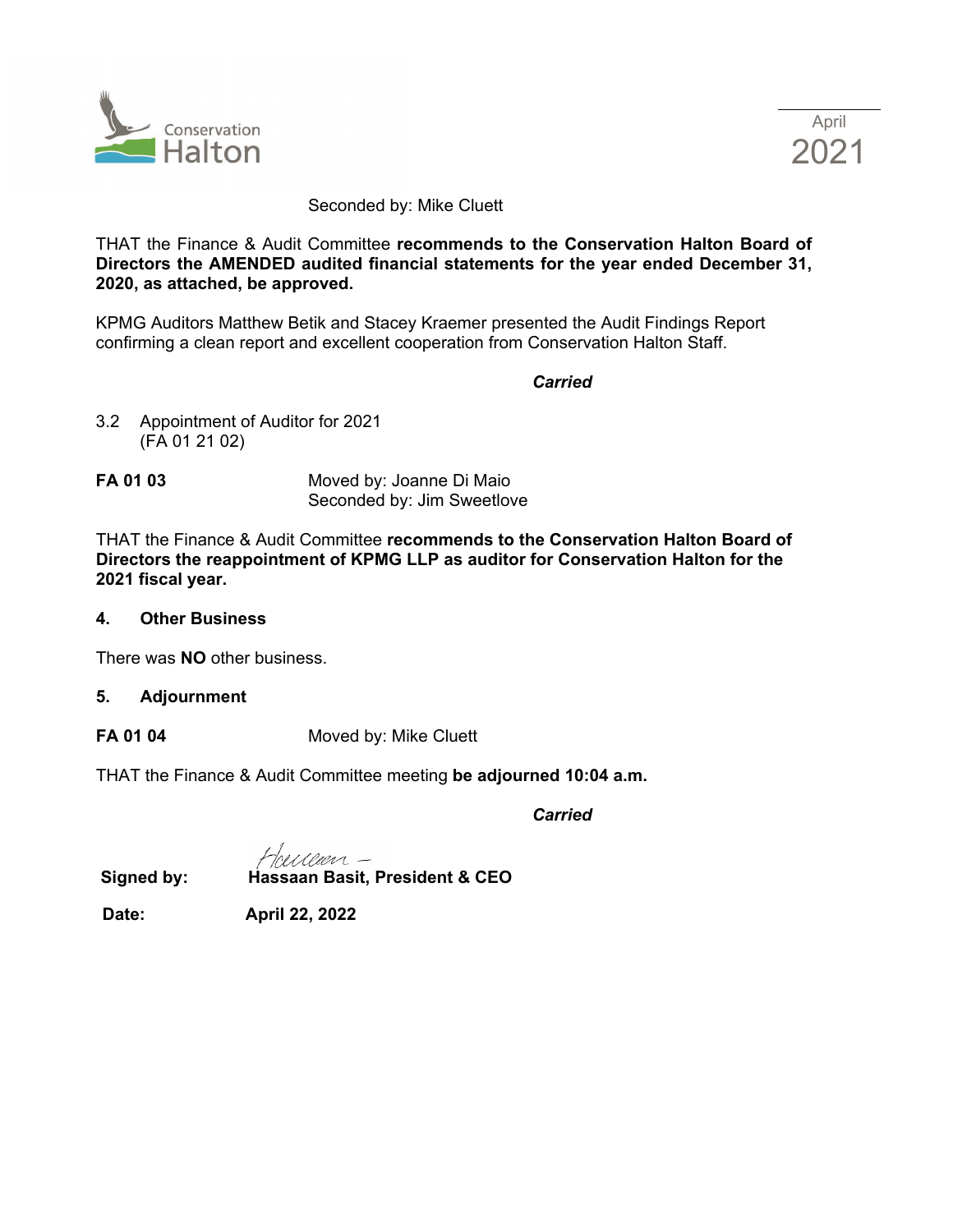Seconded by: Mike Cluett

THAT the Finance & Audit Committee **recommends to the Conservation Halton Board of Directors the AMENDED audited financial statements for the year ended December 31, 2020, as attached, be approved.**

KPMG Auditors Matthew Betik and Stacey Kraemer presented the Audit Findings Report confirming a clean report and excellent cooperation from Conservation Halton Staff.

***Carried***

3.2 Appointment of Auditor for 2021
(FA 01 21 02)

**FA 01 03** Moved by: Joanne Di Maio
Seconded by: Jim Sweetlove

THAT the Finance & Audit Committee **recommends to the Conservation Halton Board of Directors the reappointment of KPMG LLP as auditor for Conservation Halton for the 2021 fiscal year.**

## 4. Other Business

There was **NO** other business.

## 5. Adjournment

**FA 01 04** Moved by: Mike Cluett

THAT the Finance & Audit Committee meeting **be adjourned 10:04 a.m.**

***Carried***

**Signed by:** **Hassaan Basit, President & CEO**

**Date:** **April 22, 2022**